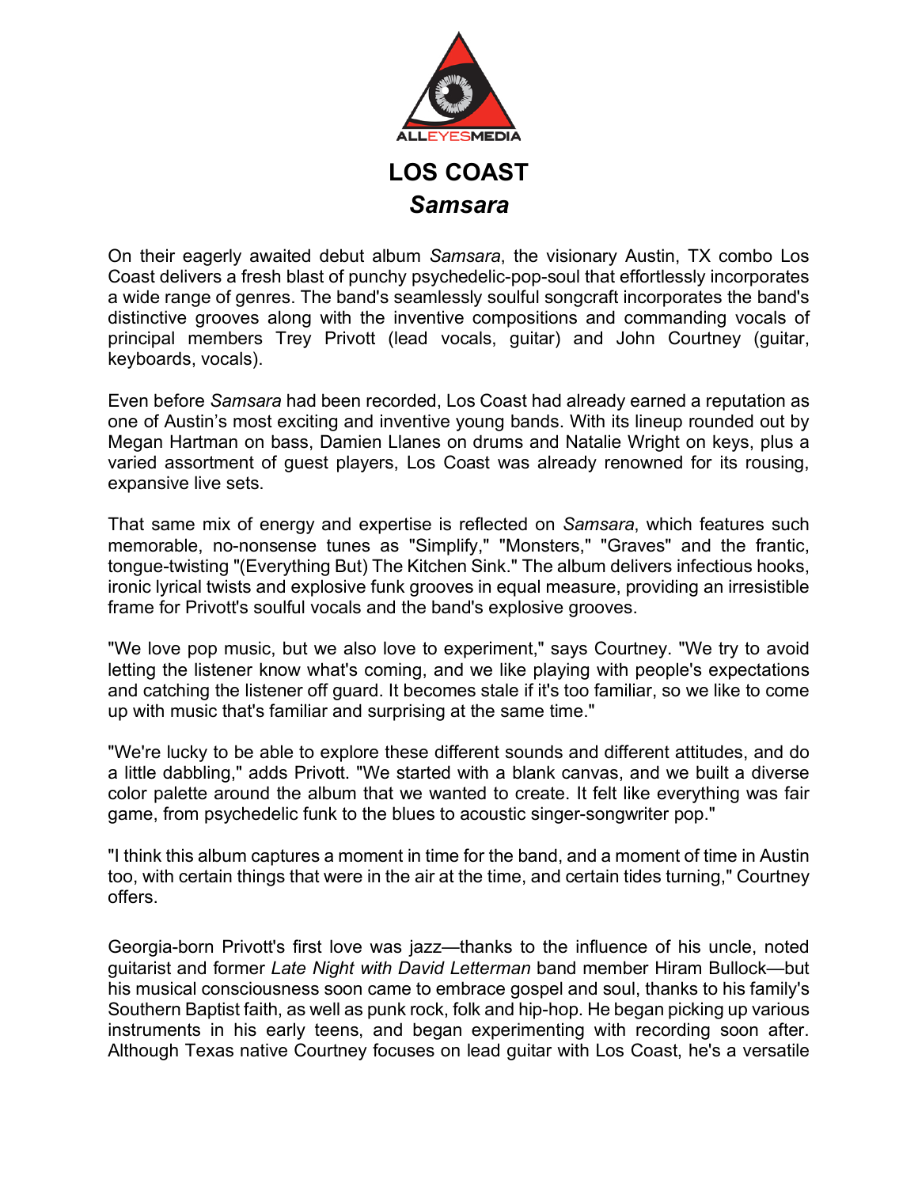ALLEYESMEDIA

# LOS COAST

## *Samsara*

On their eagerly awaited debut album *Samsara*, the visionary Austin, TX combo Los Coast delivers a fresh blast of punchy psychedelic-pop-soul that effortlessly incorporates a wide range of genres. The band's seamlessly soulful songcraft incorporates the band's distinctive grooves along with the inventive compositions and commanding vocals of principal members Trey Privott (lead vocals, guitar) and John Courtney (guitar, keyboards, vocals).

Even before *Samsara* had been recorded, Los Coast had already earned a reputation as one of Austin's most exciting and inventive young bands. With its lineup rounded out by Megan Hartman on bass, Damien Llanes on drums and Natalie Wright on keys, plus a varied assortment of guest players, Los Coast was already renowned for its rousing, expansive live sets.

That same mix of energy and expertise is reflected on *Samsara*, which features such memorable, no-nonsense tunes as "Simplify," "Monsters," "Graves" and the frantic, tongue-twisting "(Everything But) The Kitchen Sink." The album delivers infectious hooks, ironic lyrical twists and explosive funk grooves in equal measure, providing an irresistible frame for Privott's soulful vocals and the band's explosive grooves.

"We love pop music, but we also love to experiment," says Courtney. "We try to avoid letting the listener know what's coming, and we like playing with people's expectations and catching the listener off guard. It becomes stale if it's too familiar, so we like to come up with music that's familiar and surprising at the same time."

"We're lucky to be able to explore these different sounds and different attitudes, and do a little dabbling," adds Privott. "We started with a blank canvas, and we built a diverse color palette around the album that we wanted to create. It felt like everything was fair game, from psychedelic funk to the blues to acoustic singer-songwriter pop."

"I think this album captures a moment in time for the band, and a moment of time in Austin too, with certain things that were in the air at the time, and certain tides turning," Courtney offers.

Georgia-born Privott's first love was jazz—thanks to the influence of his uncle, noted guitarist and former *Late Night with David Letterman* band member Hiram Bullock—but his musical consciousness soon came to embrace gospel and soul, thanks to his family's Southern Baptist faith, as well as punk rock, folk and hip-hop. He began picking up various instruments in his early teens, and began experimenting with recording soon after. Although Texas native Courtney focuses on lead guitar with Los Coast, he's a versatile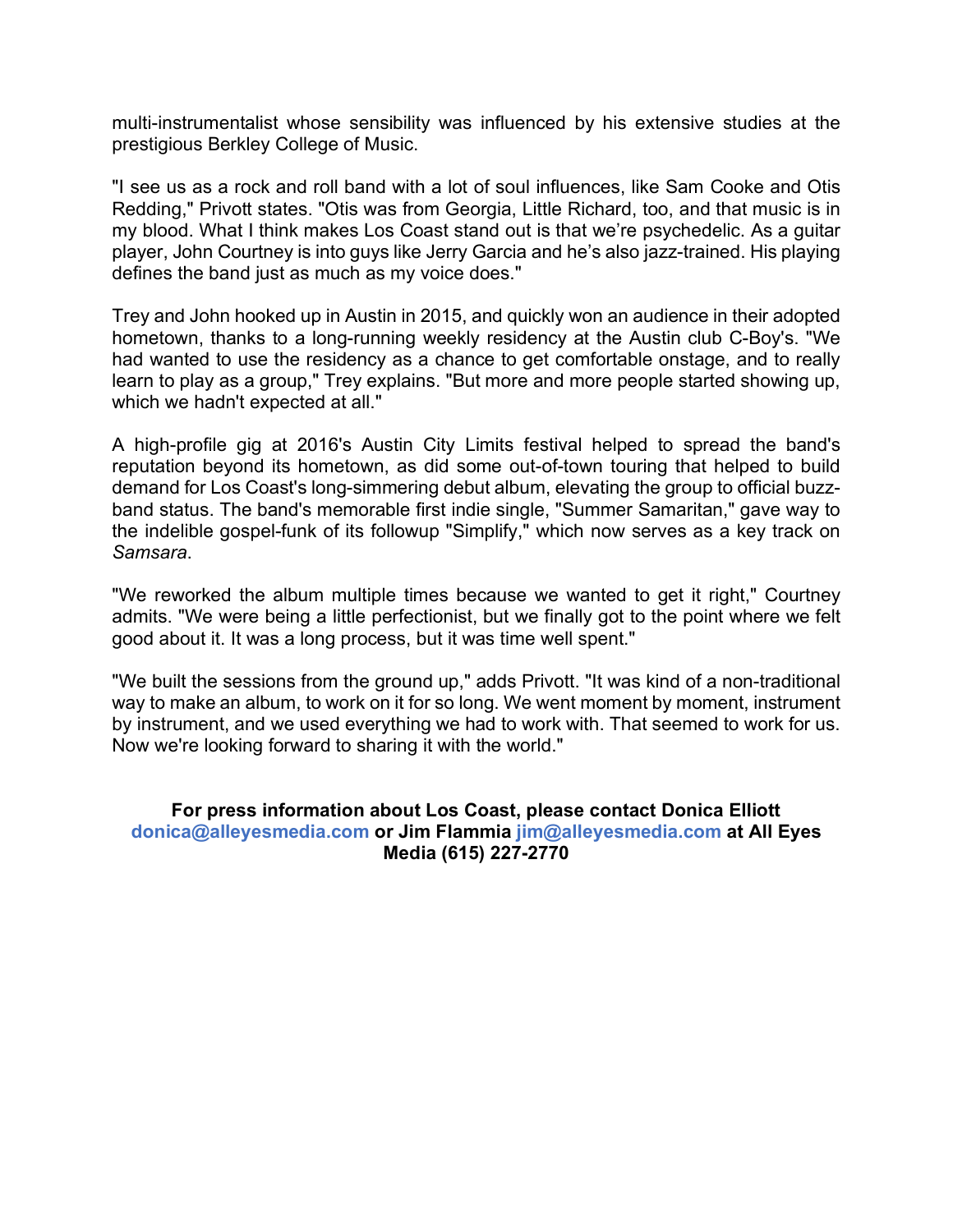multi-instrumentalist whose sensibility was influenced by his extensive studies at the prestigious Berkley College of Music.

"I see us as a rock and roll band with a lot of soul influences, like Sam Cooke and Otis Redding," Privott states. "Otis was from Georgia, Little Richard, too, and that music is in my blood. What I think makes Los Coast stand out is that we're psychedelic. As a guitar player, John Courtney is into guys like Jerry Garcia and he's also jazz-trained. His playing defines the band just as much as my voice does."

Trey and John hooked up in Austin in 2015, and quickly won an audience in their adopted hometown, thanks to a long-running weekly residency at the Austin club C-Boy's. "We had wanted to use the residency as a chance to get comfortable onstage, and to really learn to play as a group," Trey explains. "But more and more people started showing up, which we hadn't expected at all."

A high-profile gig at 2016's Austin City Limits festival helped to spread the band's reputation beyond its hometown, as did some out-of-town touring that helped to build demand for Los Coast's long-simmering debut album, elevating the group to official buzz-band status. The band's memorable first indie single, "Summer Samaritan," gave way to the indelible gospel-funk of its followup "Simplify," which now serves as a key track on *Samsara*.

"We reworked the album multiple times because we wanted to get it right," Courtney admits. "We were being a little perfectionist, but we finally got to the point where we felt good about it. It was a long process, but it was time well spent."

"We built the sessions from the ground up," adds Privott. "It was kind of a non-traditional way to make an album, to work on it for so long. We went moment by moment, instrument by instrument, and we used everything we had to work with. That seemed to work for us. Now we're looking forward to sharing it with the world."

**For press information about Los Coast, please contact Donica Elliott donica@alleyesmedia.com or Jim Flammia jim@alleyesmedia.com at All Eyes Media (615) 227-2770**